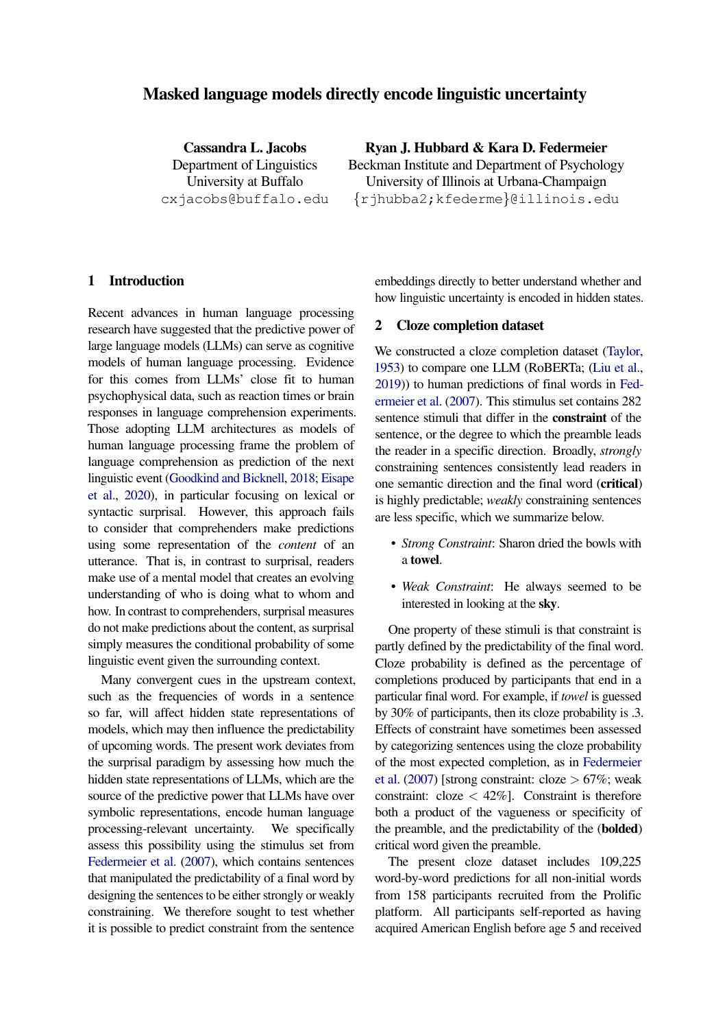# Masked language models directly encode linguistic uncertainty

**Cassandra L. Jacobs**
Department of Linguistics
University at Buffalo
cxjacobs@buffalo.edu

**Ryan J. Hubbard & Kara D. Federmeier**
Beckman Institute and Department of Psychology
University of Illinois at Urbana-Champaign
{rjhubba2;kfederme}@illinois.edu

## 1 Introduction

Recent advances in human language processing research have suggested that the predictive power of large language models (LLMs) can serve as cognitive models of human language processing. Evidence for this comes from LLMs' close fit to human psychophysical data, such as reaction times or brain responses in language comprehension experiments. Those adopting LLM architectures as models of human language processing frame the problem of language comprehension as prediction of the next linguistic event (Goodkind and Bicknell, 2018; Eisape et al., 2020), in particular focusing on lexical or syntactic surprisal. However, this approach fails to consider that comprehenders make predictions using some representation of the *content* of an utterance. That is, in contrast to surprisal, readers make use of a mental model that creates an evolving understanding of who is doing what to whom and how. In contrast to comprehenders, surprisal measures do not make predictions about the content, as surprisal simply measures the conditional probability of some linguistic event given the surrounding context.

Many convergent cues in the upstream context, such as the frequencies of words in a sentence so far, will affect hidden state representations of models, which may then influence the predictability of upcoming words. The present work deviates from the surprisal paradigm by assessing how much the hidden state representations of LLMs, which are the source of the predictive power that LLMs have over symbolic representations, encode human language processing-relevant uncertainty. We specifically assess this possibility using the stimulus set from Federmeier et al. (2007), which contains sentences that manipulated the predictability of a final word by designing the sentences to be either strongly or weakly constraining. We therefore sought to test whether it is possible to predict constraint from the sentence embeddings directly to better understand whether and how linguistic uncertainty is encoded in hidden states.

## 2 Cloze completion dataset

We constructed a cloze completion dataset (Taylor, 1953) to compare one LLM (RoBERTa; (Liu et al., 2019)) to human predictions of final words in Federmeier et al. (2007). This stimulus set contains 282 sentence stimuli that differ in the **constraint** of the sentence, or the degree to which the preamble leads the reader in a specific direction. Broadly, *strongly* constraining sentences consistently lead readers in one semantic direction and the final word (**critical**) is highly predictable; *weakly* constraining sentences are less specific, which we summarize below.

- *Strong Constraint*: Sharon dried the bowls with a **towel**.
- *Weak Constraint*: He always seemed to be interested in looking at the **sky**.

One property of these stimuli is that constraint is partly defined by the predictability of the final word. Cloze probability is defined as the percentage of completions produced by participants that end in a particular final word. For example, if *towel* is guessed by 30% of participants, then its cloze probability is .3. Effects of constraint have sometimes been assessed by categorizing sentences using the cloze probability of the most expected completion, as in Federmeier et al. (2007) [strong constraint: cloze $> 67\%$; weak constraint: cloze $< 42\%$]. Constraint is therefore both a product of the vagueness or specificity of the preamble, and the predictability of the (**bolded**) critical word given the preamble.

The present cloze dataset includes 109,225 word-by-word predictions for all non-initial words from 158 participants recruited from the Prolific platform. All participants self-reported as having acquired American English before age 5 and received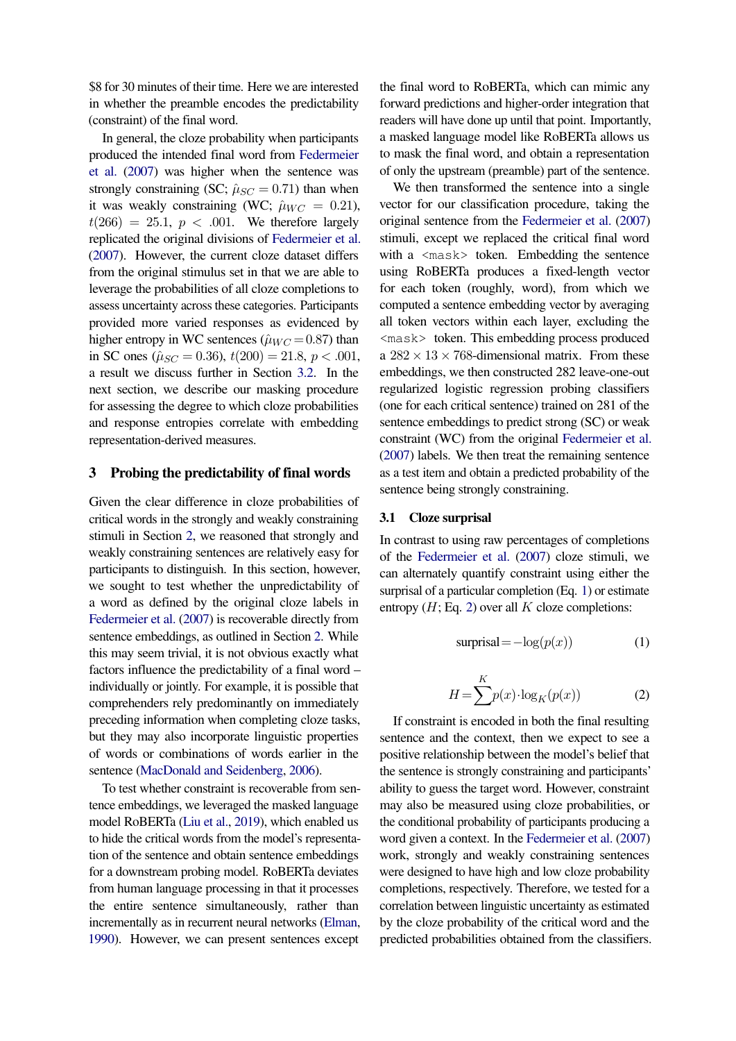$8 for 30 minutes of their time. Here we are interested in whether the preamble encodes the predictability (constraint) of the final word.

In general, the cloze probability when participants produced the intended final word from Federmeier et al. (2007) was higher when the sentence was strongly constraining (SC; $\hat{\mu}_{SC} = 0.71$) than when it was weakly constraining (WC; $\hat{\mu}_{WC} = 0.21$), $t(266) = 25.1$, $p < .001$. We therefore largely replicated the original divisions of Federmeier et al. (2007). However, the current cloze dataset differs from the original stimulus set in that we are able to leverage the probabilities of all cloze completions to assess uncertainty across these categories. Participants provided more varied responses as evidenced by higher entropy in WC sentences ($\hat{\mu}_{WC} = 0.87$) than in SC ones ($\hat{\mu}_{SC} = 0.36$), $t(200) = 21.8$, $p < .001$, a result we discuss further in Section 3.2. In the next section, we describe our masking procedure for assessing the degree to which cloze probabilities and response entropies correlate with embedding representation-derived measures.

## 3 Probing the predictability of final words

Given the clear difference in cloze probabilities of critical words in the strongly and weakly constraining stimuli in Section 2, we reasoned that strongly and weakly constraining sentences are relatively easy for participants to distinguish. In this section, however, we sought to test whether the unpredictability of a word as defined by the original cloze labels in Federmeier et al. (2007) is recoverable directly from sentence embeddings, as outlined in Section 2. While this may seem trivial, it is not obvious exactly what factors influence the predictability of a final word – individually or jointly. For example, it is possible that comprehenders rely predominantly on immediately preceding information when completing cloze tasks, but they may also incorporate linguistic properties of words or combinations of words earlier in the sentence (MacDonald and Seidenberg, 2006).

To test whether constraint is recoverable from sentence embeddings, we leveraged the masked language model RoBERTa (Liu et al., 2019), which enabled us to hide the critical words from the model's representation of the sentence and obtain sentence embeddings for a downstream probing model. RoBERTa deviates from human language processing in that it processes the entire sentence simultaneously, rather than incrementally as in recurrent neural networks (Elman, 1990). However, we can present sentences except the final word to RoBERTa, which can mimic any forward predictions and higher-order integration that readers will have done up until that point. Importantly, a masked language model like RoBERTa allows us to mask the final word, and obtain a representation of only the upstream (preamble) part of the sentence.

We then transformed the sentence into a single vector for our classification procedure, taking the original sentence from the Federmeier et al. (2007) stimuli, except we replaced the critical final word with a `<mask>` token. Embedding the sentence using RoBERTa produces a fixed-length vector for each token (roughly, word), from which we computed a sentence embedding vector by averaging all token vectors within each layer, excluding the `<mask>` token. This embedding process produced a $282 \times 13 \times 768$-dimensional matrix. From these embeddings, we then constructed 282 leave-one-out regularized logistic regression probing classifiers (one for each critical sentence) trained on 281 of the sentence embeddings to predict strong (SC) or weak constraint (WC) from the original Federmeier et al. (2007) labels. We then treat the remaining sentence as a test item and obtain a predicted probability of the sentence being strongly constraining.

### 3.1 Cloze surprisal

In contrast to using raw percentages of completions of the Federmeier et al. (2007) cloze stimuli, we can alternately quantify constraint using either the surprisal of a particular completion (Eq. 1) or estimate entropy ($H$; Eq. 2) over all $K$ cloze completions:

$$\text{surprisal} = -\log(p(x)) \tag{1}$$

$$H = \sum^{K} p(x) \cdot \log_K(p(x)) \tag{2}$$

If constraint is encoded in both the final resulting sentence and the context, then we expect to see a positive relationship between the model's belief that the sentence is strongly constraining and participants' ability to guess the target word. However, constraint may also be measured using cloze probabilities, or the conditional probability of participants producing a word given a context. In the Federmeier et al. (2007) work, strongly and weakly constraining sentences were designed to have high and low cloze probability completions, respectively. Therefore, we tested for a correlation between linguistic uncertainty as estimated by the cloze probability of the critical word and the predicted probabilities obtained from the classifiers.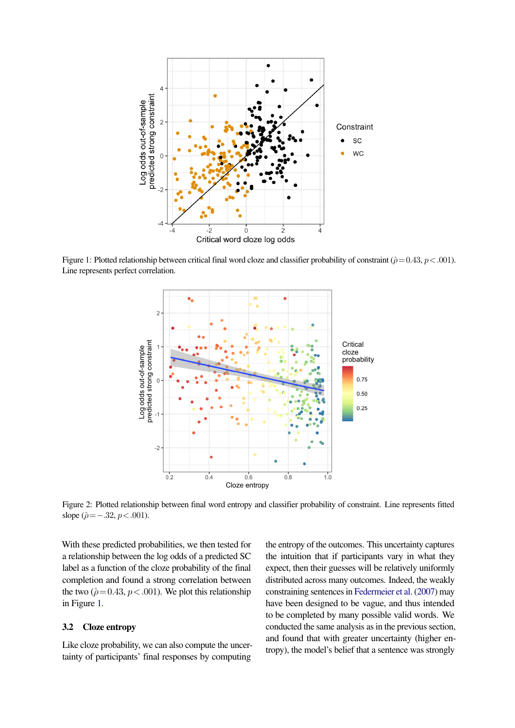Figure 1: Plotted relationship between critical final word cloze and classifier probability of constraint ($\hat{\rho} = 0.43$, $p < .001$). Line represents perfect correlation.

Figure 2: Plotted relationship between final word entropy and classifier probability of constraint. Line represents fitted slope ($\hat{\rho} = -.32$, $p < .001$).

With these predicted probabilities, we then tested for a relationship between the log odds of a predicted SC label as a function of the cloze probability of the final completion and found a strong correlation between the two ($\hat{\rho} = 0.43$, $p < .001$). We plot this relationship in Figure 1.

### 3.2 Cloze entropy

Like cloze probability, we can also compute the uncertainty of participants' final responses by computing the entropy of the outcomes. This uncertainty captures the intuition that if participants vary in what they expect, then their guesses will be relatively uniformly distributed across many outcomes. Indeed, the weakly constraining sentences in Federmeier et al. (2007) may have been designed to be vague, and thus intended to be completed by many possible valid words. We conducted the same analysis as in the previous section, and found that with greater uncertainty (higher entropy), the model's belief that a sentence was strongly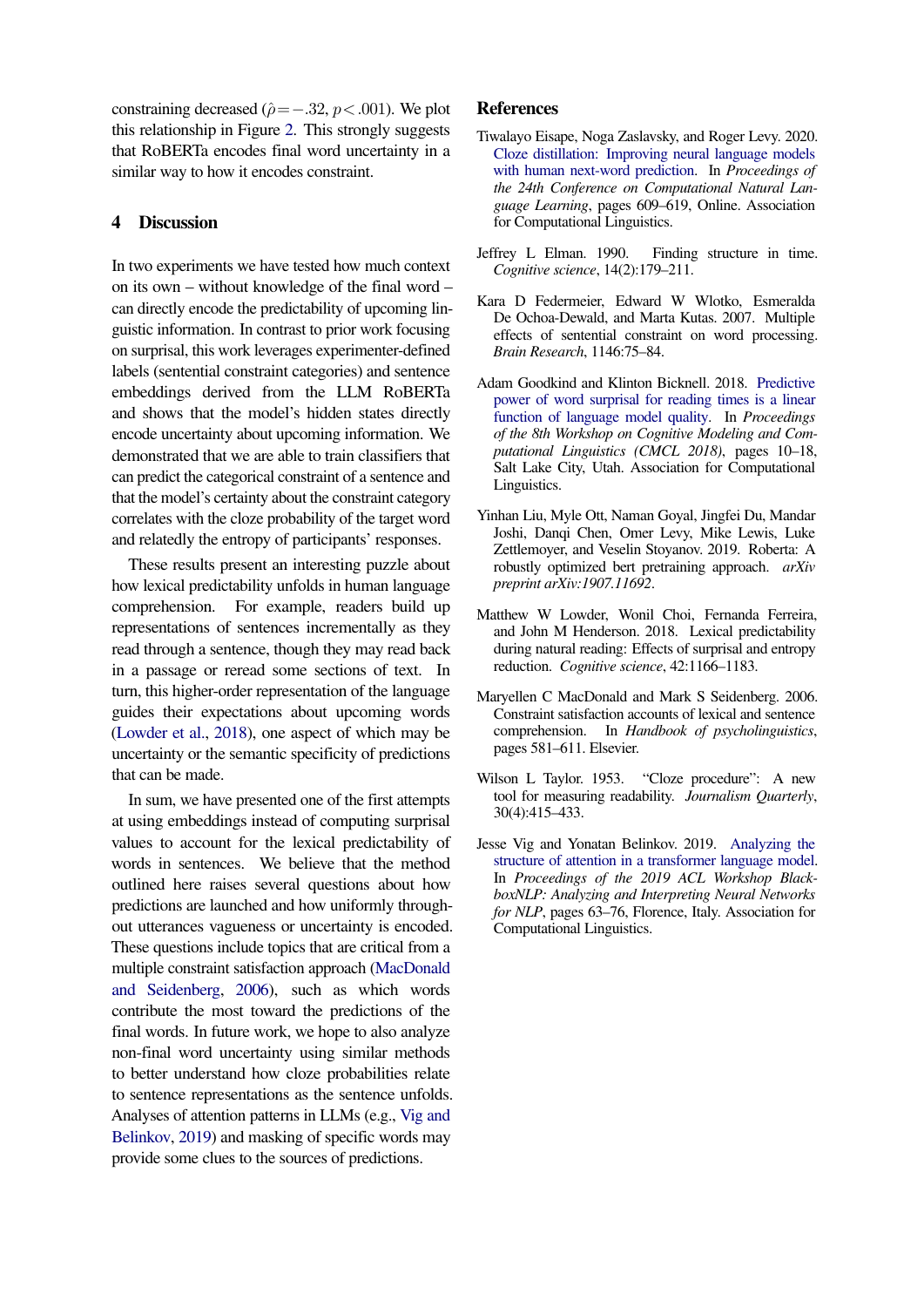constraining decreased ($\hat{\rho} = -.32$, $p < .001$). We plot this relationship in Figure 2. This strongly suggests that RoBERTa encodes final word uncertainty in a similar way to how it encodes constraint.

## 4 Discussion

In two experiments we have tested how much context on its own – without knowledge of the final word – can directly encode the predictability of upcoming linguistic information. In contrast to prior work focusing on surprisal, this work leverages experimenter-defined labels (sentential constraint categories) and sentence embeddings derived from the LLM RoBERTa and shows that the model's hidden states directly encode uncertainty about upcoming information. We demonstrated that we are able to train classifiers that can predict the categorical constraint of a sentence and that the model's certainty about the constraint category correlates with the cloze probability of the target word and relatedly the entropy of participants' responses.

These results present an interesting puzzle about how lexical predictability unfolds in human language comprehension. For example, readers build up representations of sentences incrementally as they read through a sentence, though they may read back in a passage or reread some sections of text. In turn, this higher-order representation of the language guides their expectations about upcoming words (Lowder et al., 2018), one aspect of which may be uncertainty or the semantic specificity of predictions that can be made.

In sum, we have presented one of the first attempts at using embeddings instead of computing surprisal values to account for the lexical predictability of words in sentences. We believe that the method outlined here raises several questions about how predictions are launched and how uniformly throughout utterances vagueness or uncertainty is encoded. These questions include topics that are critical from a multiple constraint satisfaction approach (MacDonald and Seidenberg, 2006), such as which words contribute the most toward the predictions of the final words. In future work, we hope to also analyze non-final word uncertainty using similar methods to better understand how cloze probabilities relate to sentence representations as the sentence unfolds. Analyses of attention patterns in LLMs (e.g., Vig and Belinkov, 2019) and masking of specific words may provide some clues to the sources of predictions.

## References

Tiwalayo Eisape, Noga Zaslavsky, and Roger Levy. 2020. Cloze distillation: Improving neural language models with human next-word prediction. In *Proceedings of the 24th Conference on Computational Natural Language Learning*, pages 609–619, Online. Association for Computational Linguistics.

Jeffrey L Elman. 1990. Finding structure in time. *Cognitive science*, 14(2):179–211.

Kara D Federmeier, Edward W Wlotko, Esmeralda De Ochoa-Dewald, and Marta Kutas. 2007. Multiple effects of sentential constraint on word processing. *Brain Research*, 1146:75–84.

Adam Goodkind and Klinton Bicknell. 2018. Predictive power of word surprisal for reading times is a linear function of language model quality. In *Proceedings of the 8th Workshop on Cognitive Modeling and Computational Linguistics (CMCL 2018)*, pages 10–18, Salt Lake City, Utah. Association for Computational Linguistics.

Yinhan Liu, Myle Ott, Naman Goyal, Jingfei Du, Mandar Joshi, Danqi Chen, Omer Levy, Mike Lewis, Luke Zettlemoyer, and Veselin Stoyanov. 2019. Roberta: A robustly optimized bert pretraining approach. *arXiv preprint arXiv:1907.11692*.

Matthew W Lowder, Wonil Choi, Fernanda Ferreira, and John M Henderson. 2018. Lexical predictability during natural reading: Effects of surprisal and entropy reduction. *Cognitive science*, 42:1166–1183.

Maryellen C MacDonald and Mark S Seidenberg. 2006. Constraint satisfaction accounts of lexical and sentence comprehension. In *Handbook of psycholinguistics*, pages 581–611. Elsevier.

Wilson L Taylor. 1953. "Cloze procedure": A new tool for measuring readability. *Journalism Quarterly*, 30(4):415–433.

Jesse Vig and Yonatan Belinkov. 2019. Analyzing the structure of attention in a transformer language model. In *Proceedings of the 2019 ACL Workshop BlackboxNLP: Analyzing and Interpreting Neural Networks for NLP*, pages 63–76, Florence, Italy. Association for Computational Linguistics.